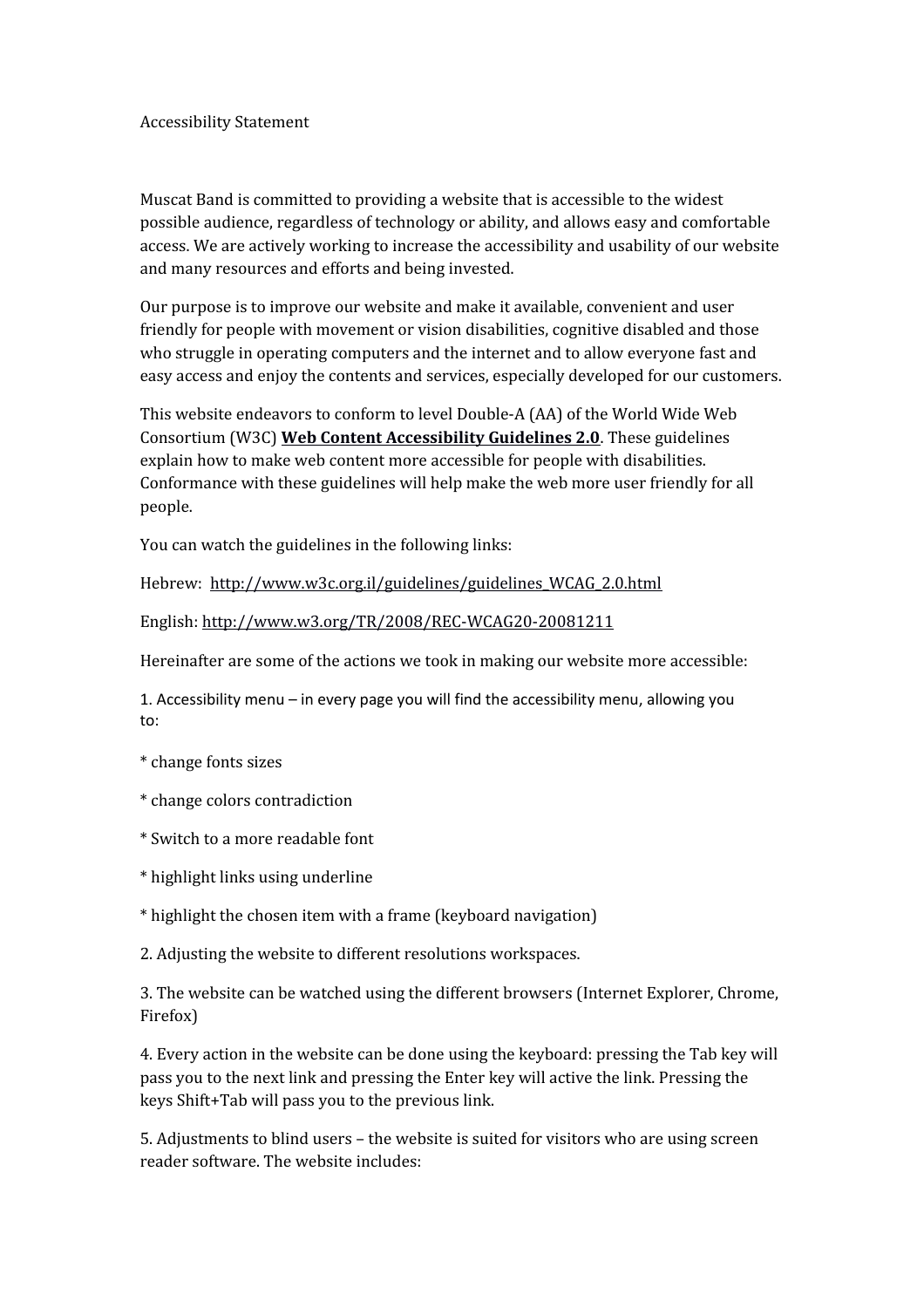# Accessibility Statement

Muscat Band is committed to providing a website that is accessible to the widest possible audience, regardless of technology or ability, and allows easy and comfortable access. We are actively working to increase the accessibility and usability of our website and many resources and efforts and being invested.

Our purpose is to improve our website and make it available, convenient and user friendly for people with movement or vision disabilities, cognitive disabled and those who struggle in operating computers and the internet and to allow everyone fast and easy access and enjoy the contents and services, especially developed for our customers.

This website endeavors to conform to level Double-A (AA) of the World Wide Web Consortium (W3C) **Web Content Accessibility Guidelines 2.0**. These guidelines explain how to make web content more accessible for people with disabilities. Conformance with these guidelines will help make the web more user friendly for all people.

You can watch the guidelines in the following links:

Hebrew: http://www.w3c.org.il/guidelines/guidelines_WCAG_2.0.html

English: http://www.w3.org/TR/2008/REC-WCAG20-20081211

Hereinafter are some of the actions we took in making our website more accessible:

1. Accessibility menu – in every page you will find the accessibility menu, allowing you to:

* change fonts sizes

* change colors contradiction

* Switch to a more readable font

* highlight links using underline

* highlight the chosen item with a frame (keyboard navigation)

2. Adjusting the website to different resolutions workspaces.

3. The website can be watched using the different browsers (Internet Explorer, Chrome, Firefox)

4. Every action in the website can be done using the keyboard: pressing the Tab key will pass you to the next link and pressing the Enter key will active the link. Pressing the keys Shift+Tab will pass you to the previous link.

5. Adjustments to blind users – the website is suited for visitors who are using screen reader software. The website includes: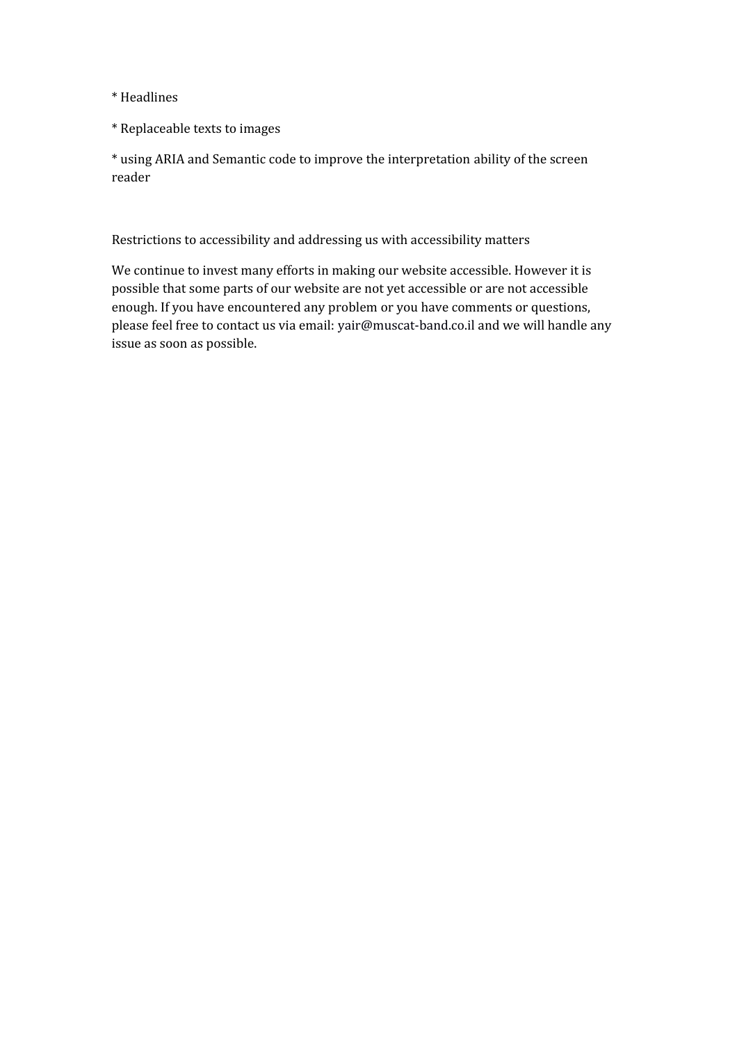* Headlines

* Replaceable texts to images

* using ARIA and Semantic code to improve the interpretation ability of the screen reader

Restrictions to accessibility and addressing us with accessibility matters

We continue to invest many efforts in making our website accessible. However it is possible that some parts of our website are not yet accessible or are not accessible enough. If you have encountered any problem or you have comments or questions, please feel free to contact us via email: yair@muscat-band.co.il and we will handle any issue as soon as possible.